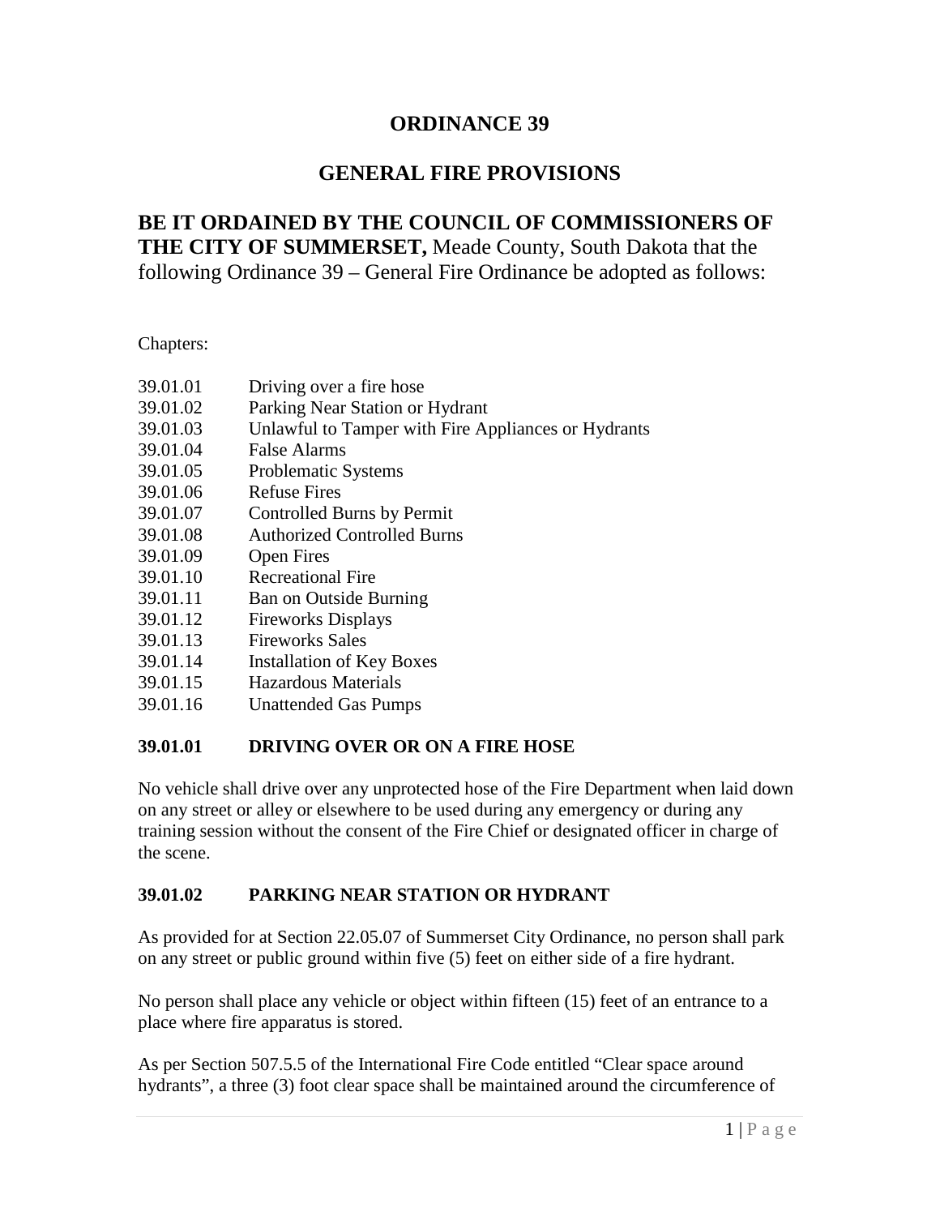# ORDINANCE 39

## GENERAL FIRE PROVISIONS

**BE IT ORDAINED BY THE COUNCIL OF COMMISSIONERS OF THE CITY OF SUMMERSET,** Meade County, South Dakota that the following Ordinance 39 – General Fire Ordinance be adopted as follows:

Chapters:

| | |
|---|---|
| 39.01.01 | Driving over a fire hose |
| 39.01.02 | Parking Near Station or Hydrant |
| 39.01.03 | Unlawful to Tamper with Fire Appliances or Hydrants |
| 39.01.04 | False Alarms |
| 39.01.05 | Problematic Systems |
| 39.01.06 | Refuse Fires |
| 39.01.07 | Controlled Burns by Permit |
| 39.01.08 | Authorized Controlled Burns |
| 39.01.09 | Open Fires |
| 39.01.10 | Recreational Fire |
| 39.01.11 | Ban on Outside Burning |
| 39.01.12 | Fireworks Displays |
| 39.01.13 | Fireworks Sales |
| 39.01.14 | Installation of Key Boxes |
| 39.01.15 | Hazardous Materials |
| 39.01.16 | Unattended Gas Pumps |

### 39.01.01 DRIVING OVER OR ON A FIRE HOSE

No vehicle shall drive over any unprotected hose of the Fire Department when laid down on any street or alley or elsewhere to be used during any emergency or during any training session without the consent of the Fire Chief or designated officer in charge of the scene.

### 39.01.02 PARKING NEAR STATION OR HYDRANT

As provided for at Section 22.05.07 of Summerset City Ordinance, no person shall park on any street or public ground within five (5) feet on either side of a fire hydrant.

No person shall place any vehicle or object within fifteen (15) feet of an entrance to a place where fire apparatus is stored.

As per Section 507.5.5 of the International Fire Code entitled "Clear space around hydrants", a three (3) foot clear space shall be maintained around the circumference of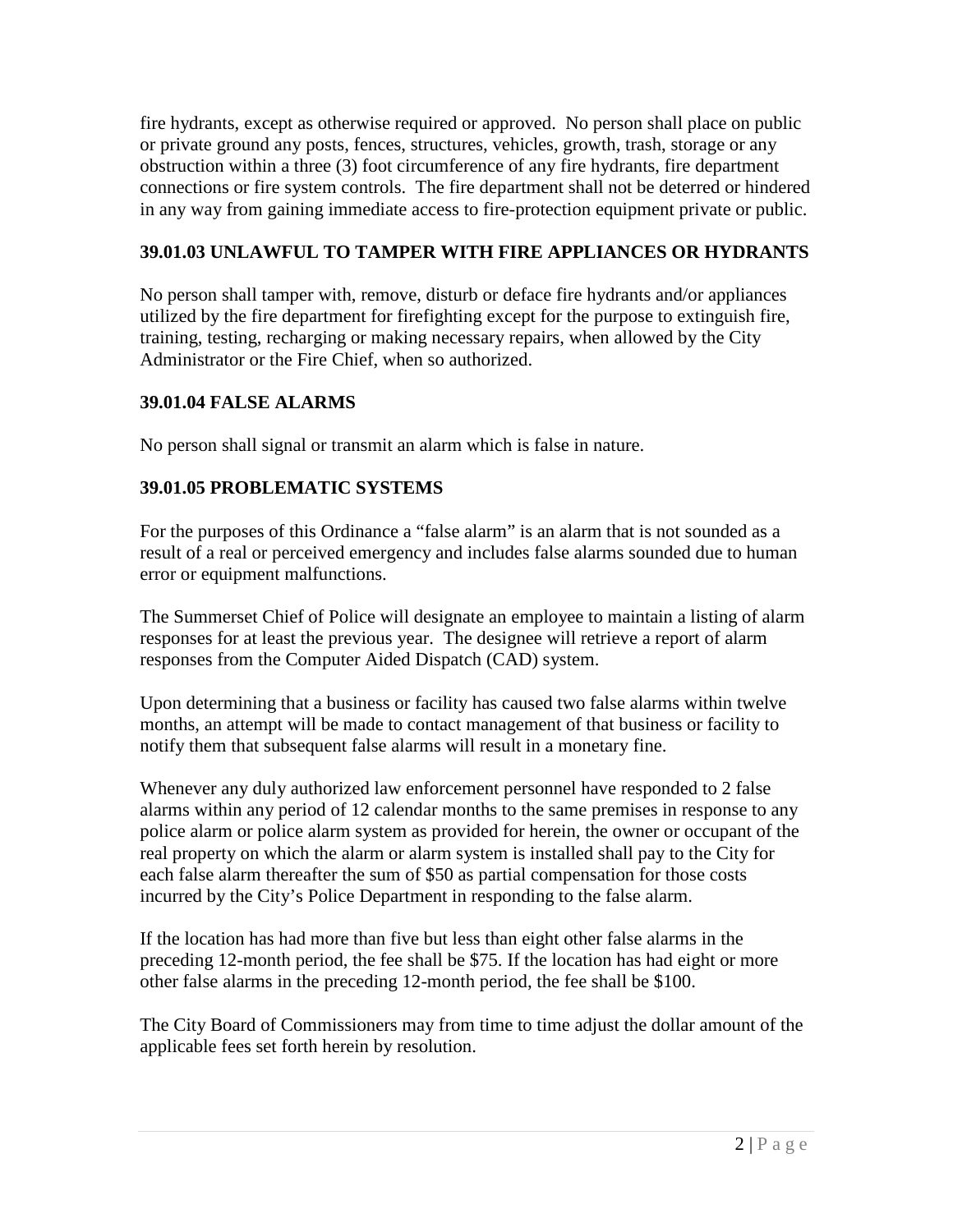fire hydrants, except as otherwise required or approved. No person shall place on public or private ground any posts, fences, structures, vehicles, growth, trash, storage or any obstruction within a three (3) foot circumference of any fire hydrants, fire department connections or fire system controls. The fire department shall not be deterred or hindered in any way from gaining immediate access to fire-protection equipment private or public.

### 39.01.03 UNLAWFUL TO TAMPER WITH FIRE APPLIANCES OR HYDRANTS

No person shall tamper with, remove, disturb or deface fire hydrants and/or appliances utilized by the fire department for firefighting except for the purpose to extinguish fire, training, testing, recharging or making necessary repairs, when allowed by the City Administrator or the Fire Chief, when so authorized.

### 39.01.04 FALSE ALARMS

No person shall signal or transmit an alarm which is false in nature.

### 39.01.05 PROBLEMATIC SYSTEMS

For the purposes of this Ordinance a "false alarm" is an alarm that is not sounded as a result of a real or perceived emergency and includes false alarms sounded due to human error or equipment malfunctions.

The Summerset Chief of Police will designate an employee to maintain a listing of alarm responses for at least the previous year. The designee will retrieve a report of alarm responses from the Computer Aided Dispatch (CAD) system.

Upon determining that a business or facility has caused two false alarms within twelve months, an attempt will be made to contact management of that business or facility to notify them that subsequent false alarms will result in a monetary fine.

Whenever any duly authorized law enforcement personnel have responded to 2 false alarms within any period of 12 calendar months to the same premises in response to any police alarm or police alarm system as provided for herein, the owner or occupant of the real property on which the alarm or alarm system is installed shall pay to the City for each false alarm thereafter the sum of $50 as partial compensation for those costs incurred by the City's Police Department in responding to the false alarm.

If the location has had more than five but less than eight other false alarms in the preceding 12-month period, the fee shall be $75. If the location has had eight or more other false alarms in the preceding 12-month period, the fee shall be $100.

The City Board of Commissioners may from time to time adjust the dollar amount of the applicable fees set forth herein by resolution.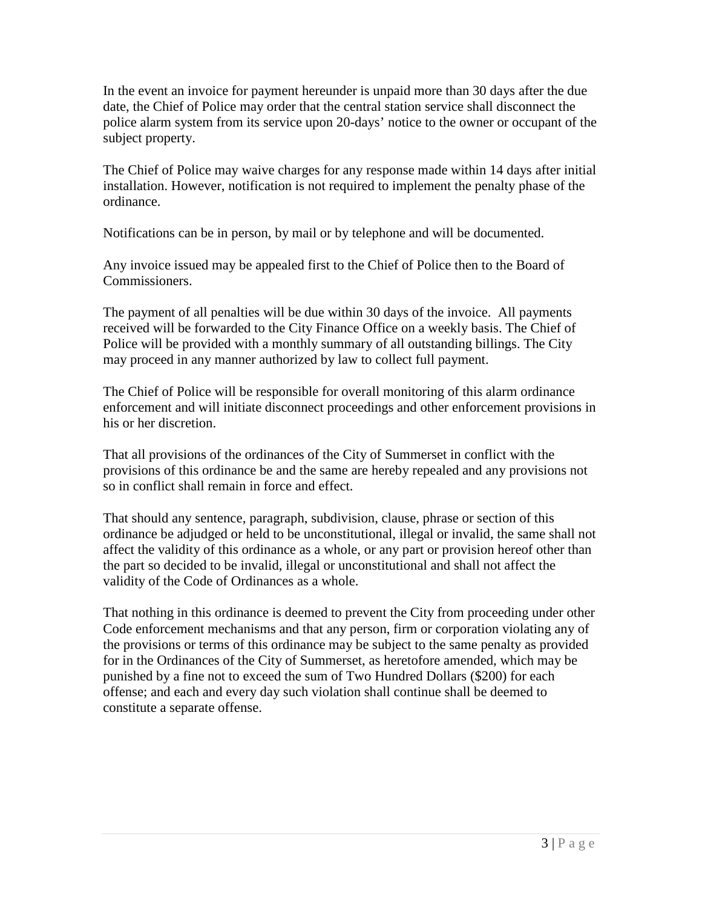In the event an invoice for payment hereunder is unpaid more than 30 days after the due date, the Chief of Police may order that the central station service shall disconnect the police alarm system from its service upon 20-days' notice to the owner or occupant of the subject property.

The Chief of Police may waive charges for any response made within 14 days after initial installation. However, notification is not required to implement the penalty phase of the ordinance.

Notifications can be in person, by mail or by telephone and will be documented.

Any invoice issued may be appealed first to the Chief of Police then to the Board of Commissioners.

The payment of all penalties will be due within 30 days of the invoice. All payments received will be forwarded to the City Finance Office on a weekly basis. The Chief of Police will be provided with a monthly summary of all outstanding billings. The City may proceed in any manner authorized by law to collect full payment.

The Chief of Police will be responsible for overall monitoring of this alarm ordinance enforcement and will initiate disconnect proceedings and other enforcement provisions in his or her discretion.

That all provisions of the ordinances of the City of Summerset in conflict with the provisions of this ordinance be and the same are hereby repealed and any provisions not so in conflict shall remain in force and effect.

That should any sentence, paragraph, subdivision, clause, phrase or section of this ordinance be adjudged or held to be unconstitutional, illegal or invalid, the same shall not affect the validity of this ordinance as a whole, or any part or provision hereof other than the part so decided to be invalid, illegal or unconstitutional and shall not affect the validity of the Code of Ordinances as a whole.

That nothing in this ordinance is deemed to prevent the City from proceeding under other Code enforcement mechanisms and that any person, firm or corporation violating any of the provisions or terms of this ordinance may be subject to the same penalty as provided for in the Ordinances of the City of Summerset, as heretofore amended, which may be punished by a fine not to exceed the sum of Two Hundred Dollars ($200) for each offense; and each and every day such violation shall continue shall be deemed to constitute a separate offense.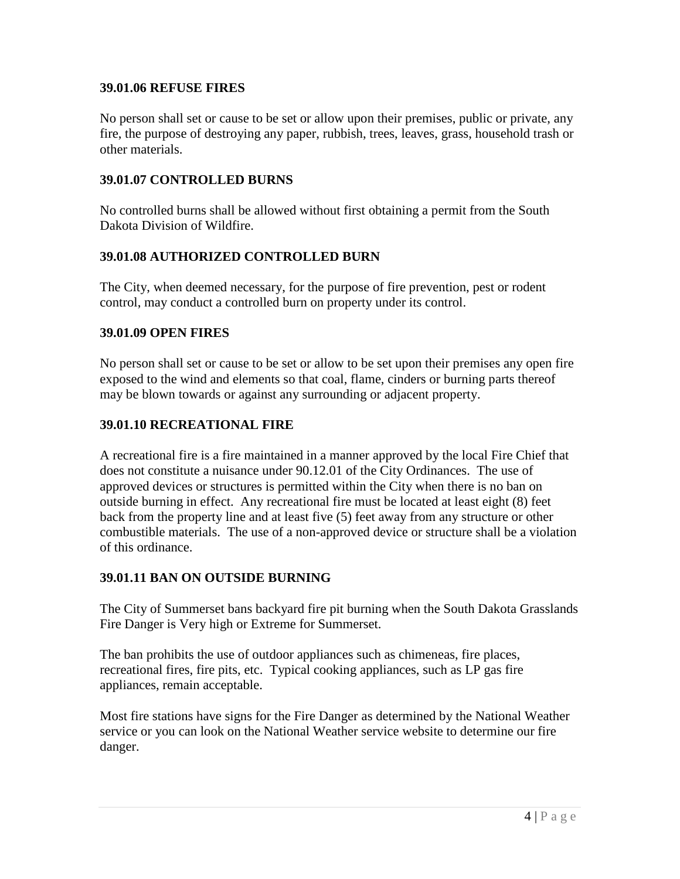### 39.01.06 REFUSE FIRES

No person shall set or cause to be set or allow upon their premises, public or private, any fire, the purpose of destroying any paper, rubbish, trees, leaves, grass, household trash or other materials.

### 39.01.07 CONTROLLED BURNS

No controlled burns shall be allowed without first obtaining a permit from the South Dakota Division of Wildfire.

### 39.01.08 AUTHORIZED CONTROLLED BURN

The City, when deemed necessary, for the purpose of fire prevention, pest or rodent control, may conduct a controlled burn on property under its control.

### 39.01.09 OPEN FIRES

No person shall set or cause to be set or allow to be set upon their premises any open fire exposed to the wind and elements so that coal, flame, cinders or burning parts thereof may be blown towards or against any surrounding or adjacent property.

### 39.01.10 RECREATIONAL FIRE

A recreational fire is a fire maintained in a manner approved by the local Fire Chief that does not constitute a nuisance under 90.12.01 of the City Ordinances. The use of approved devices or structures is permitted within the City when there is no ban on outside burning in effect. Any recreational fire must be located at least eight (8) feet back from the property line and at least five (5) feet away from any structure or other combustible materials. The use of a non-approved device or structure shall be a violation of this ordinance.

### 39.01.11 BAN ON OUTSIDE BURNING

The City of Summerset bans backyard fire pit burning when the South Dakota Grasslands Fire Danger is Very high or Extreme for Summerset.

The ban prohibits the use of outdoor appliances such as chimeneas, fire places, recreational fires, fire pits, etc. Typical cooking appliances, such as LP gas fire appliances, remain acceptable.

Most fire stations have signs for the Fire Danger as determined by the National Weather service or you can look on the National Weather service website to determine our fire danger.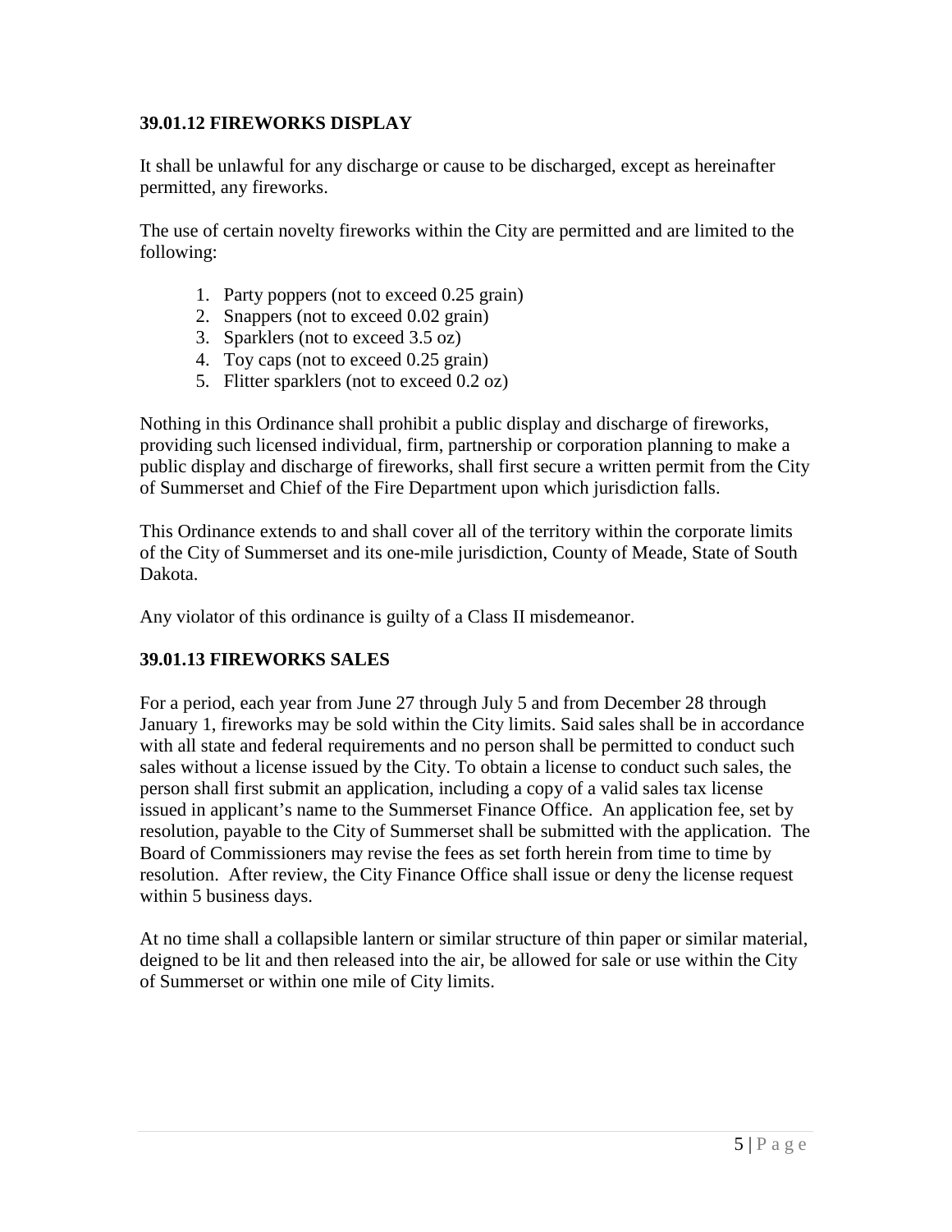### **39.01.12 FIREWORKS DISPLAY**

It shall be unlawful for any discharge or cause to be discharged, except as hereinafter permitted, any fireworks.

The use of certain novelty fireworks within the City are permitted and are limited to the following:

1. Party poppers (not to exceed 0.25 grain)
2. Snappers (not to exceed 0.02 grain)
3. Sparklers (not to exceed 3.5 oz)
4. Toy caps (not to exceed 0.25 grain)
5. Flitter sparklers (not to exceed 0.2 oz)

Nothing in this Ordinance shall prohibit a public display and discharge of fireworks, providing such licensed individual, firm, partnership or corporation planning to make a public display and discharge of fireworks, shall first secure a written permit from the City of Summerset and Chief of the Fire Department upon which jurisdiction falls.

This Ordinance extends to and shall cover all of the territory within the corporate limits of the City of Summerset and its one-mile jurisdiction, County of Meade, State of South Dakota.

Any violator of this ordinance is guilty of a Class II misdemeanor.

### **39.01.13 FIREWORKS SALES**

For a period, each year from June 27 through July 5 and from December 28 through January 1, fireworks may be sold within the City limits. Said sales shall be in accordance with all state and federal requirements and no person shall be permitted to conduct such sales without a license issued by the City. To obtain a license to conduct such sales, the person shall first submit an application, including a copy of a valid sales tax license issued in applicant's name to the Summerset Finance Office. An application fee, set by resolution, payable to the City of Summerset shall be submitted with the application. The Board of Commissioners may revise the fees as set forth herein from time to time by resolution. After review, the City Finance Office shall issue or deny the license request within 5 business days.

At no time shall a collapsible lantern or similar structure of thin paper or similar material, deigned to be lit and then released into the air, be allowed for sale or use within the City of Summerset or within one mile of City limits.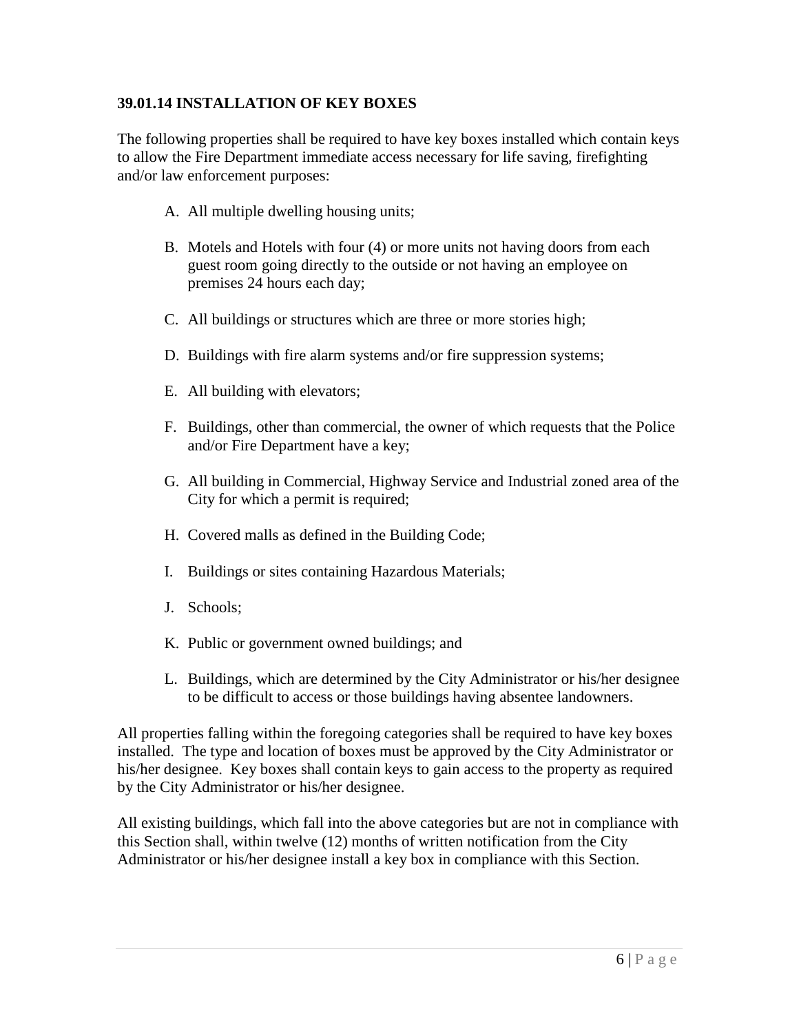### 39.01.14 INSTALLATION OF KEY BOXES

The following properties shall be required to have key boxes installed which contain keys to allow the Fire Department immediate access necessary for life saving, firefighting and/or law enforcement purposes:

A. All multiple dwelling housing units;

B. Motels and Hotels with four (4) or more units not having doors from each guest room going directly to the outside or not having an employee on premises 24 hours each day;

C. All buildings or structures which are three or more stories high;

D. Buildings with fire alarm systems and/or fire suppression systems;

E. All building with elevators;

F. Buildings, other than commercial, the owner of which requests that the Police and/or Fire Department have a key;

G. All building in Commercial, Highway Service and Industrial zoned area of the City for which a permit is required;

H. Covered malls as defined in the Building Code;

I. Buildings or sites containing Hazardous Materials;

J. Schools;

K. Public or government owned buildings; and

L. Buildings, which are determined by the City Administrator or his/her designee to be difficult to access or those buildings having absentee landowners.

All properties falling within the foregoing categories shall be required to have key boxes installed. The type and location of boxes must be approved by the City Administrator or his/her designee. Key boxes shall contain keys to gain access to the property as required by the City Administrator or his/her designee.

All existing buildings, which fall into the above categories but are not in compliance with this Section shall, within twelve (12) months of written notification from the City Administrator or his/her designee install a key box in compliance with this Section.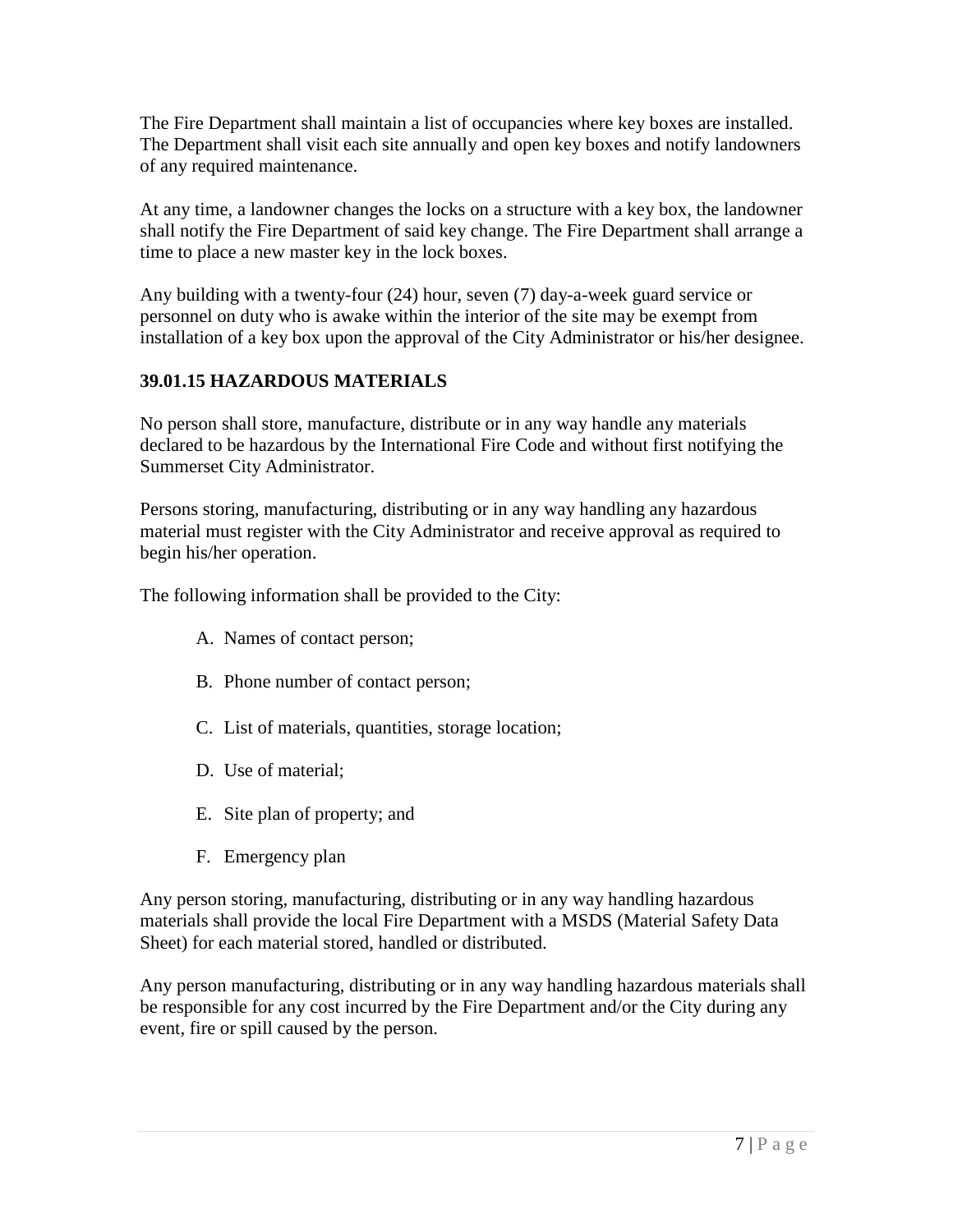The Fire Department shall maintain a list of occupancies where key boxes are installed. The Department shall visit each site annually and open key boxes and notify landowners of any required maintenance.

At any time, a landowner changes the locks on a structure with a key box, the landowner shall notify the Fire Department of said key change. The Fire Department shall arrange a time to place a new master key in the lock boxes.

Any building with a twenty-four (24) hour, seven (7) day-a-week guard service or personnel on duty who is awake within the interior of the site may be exempt from installation of a key box upon the approval of the City Administrator or his/her designee.

### 39.01.15 HAZARDOUS MATERIALS

No person shall store, manufacture, distribute or in any way handle any materials declared to be hazardous by the International Fire Code and without first notifying the Summerset City Administrator.

Persons storing, manufacturing, distributing or in any way handling any hazardous material must register with the City Administrator and receive approval as required to begin his/her operation.

The following information shall be provided to the City:

A. Names of contact person;

B. Phone number of contact person;

C. List of materials, quantities, storage location;

D. Use of material;

E. Site plan of property; and

F. Emergency plan

Any person storing, manufacturing, distributing or in any way handling hazardous materials shall provide the local Fire Department with a MSDS (Material Safety Data Sheet) for each material stored, handled or distributed.

Any person manufacturing, distributing or in any way handling hazardous materials shall be responsible for any cost incurred by the Fire Department and/or the City during any event, fire or spill caused by the person.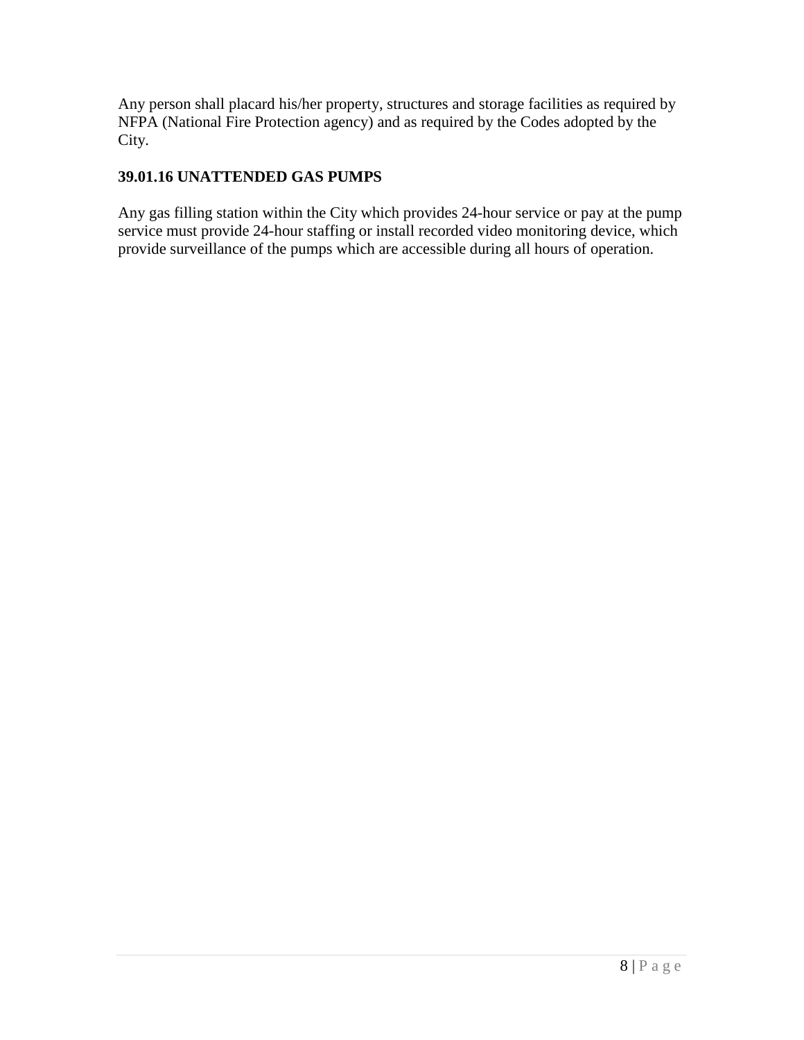Any person shall placard his/her property, structures and storage facilities as required by NFPA (National Fire Protection agency) and as required by the Codes adopted by the City.

**39.01.16 UNATTENDED GAS PUMPS**

Any gas filling station within the City which provides 24-hour service or pay at the pump service must provide 24-hour staffing or install recorded video monitoring device, which provide surveillance of the pumps which are accessible during all hours of operation.